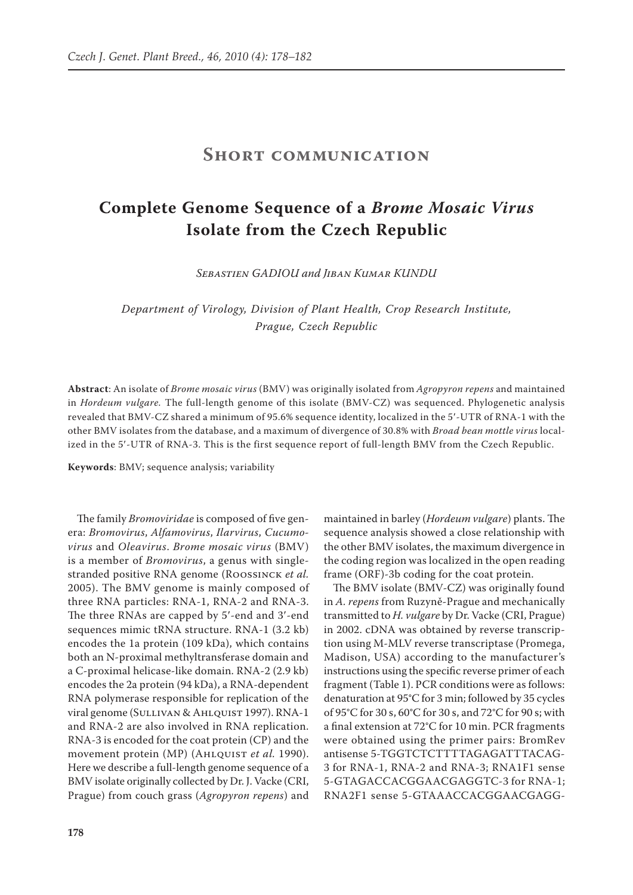# Short communication

## Complete Genome Sequence of a *Brome Mosaic Virus* Isolate from the Czech Republic

*Sebastien GADIOU and Jiban Kumar KUNDU*

*Department of Virology, Division of Plant Health, Crop Research Institute, Prague, Czech Republic*

**Abstract**: An isolate of *Brome mosaic virus* (BMV) was originally isolated from *Agropyron repens* and maintained in *Hordeum vulgare.* The full-length genome of this isolate (BMV-CZ) was sequenced. Phylogenetic analysis revealed that BMV-CZ shared a minimum of 95.6% sequence identity, localized in the 5′-UTR of RNA-1 with the other BMV isolates from the database, and a maximum of divergence of 30.8% with *Broad bean mottle virus* localized in the 5′-UTR of RNA-3. This is the first sequence report of full-length BMV from the Czech Republic.

**Keywords**: BMV; sequence analysis; variability

The family *Bromoviridae* is composed of five genera: *Bromovirus*, *Alfamovirus*, *Ilarvirus*, *Cucumovirus* and *Oleavirus*. *Brome mosaic virus* (BMV) is a member of *Bromovirus*, a genus with single-stranded positive RNA genome (Roossinck *et al.* 2005). The BMV genome is mainly composed of three RNA particles: RNA-1, RNA-2 and RNA-3. The three RNAs are capped by 5′-end and 3′-end sequences mimic tRNA structure. RNA-1 (3.2 kb) encodes the 1a protein (109 kDa), which contains both an N-proximal methyltransferase domain and a C-proximal helicase-like domain. RNA-2 (2.9 kb) encodes the 2a protein (94 kDa), a RNA-dependent RNA polymerase responsible for replication of the viral genome (Sullivan & Ahlquist 1997). RNA-1 and RNA-2 are also involved in RNA replication. RNA-3 is encoded for the coat protein (CP) and the movement protein (MP) (Ahlquist *et al.* 1990). Here we describe a full-length genome sequence of a BMV isolate originally collected by Dr. J. Vacke (CRI, Prague) from couch grass (*Agropyron repens*) and maintained in barley (*Hordeum vulgare*) plants. The sequence analysis showed a close relationship with the other BMV isolates, the maximum divergence in the coding region was localized in the open reading frame (ORF)-3b coding for the coat protein.

The BMV isolate (BMV-CZ) was originally found in *A. repens* from Ruzyně-Prague and mechanically transmitted to *H. vulgare* by Dr. Vacke (CRI, Prague) in 2002. cDNA was obtained by reverse transcription using M-MLV reverse transcriptase (Promega, Madison, USA) according to the manufacturer's instructions using the specific reverse primer of each fragment (Table 1). PCR conditions were as follows: denaturation at 95°C for 3 min; followed by 35 cycles of 95°C for 30 s, 60°C for 30 s, and 72°C for 90 s; with a final extension at 72°C for 10 min. PCR fragments were obtained using the primer pairs: BromRev antisense 5-TGGTCTCTTTTAGAGATTTACAG-3 for RNA-1, RNA-2 and RNA-3; RNA1F1 sense 5-GTAGACCACGGAACGAGGTC-3 for RNA-1; RNA2F1 sense 5-GTAAACCACGGAACGAGG-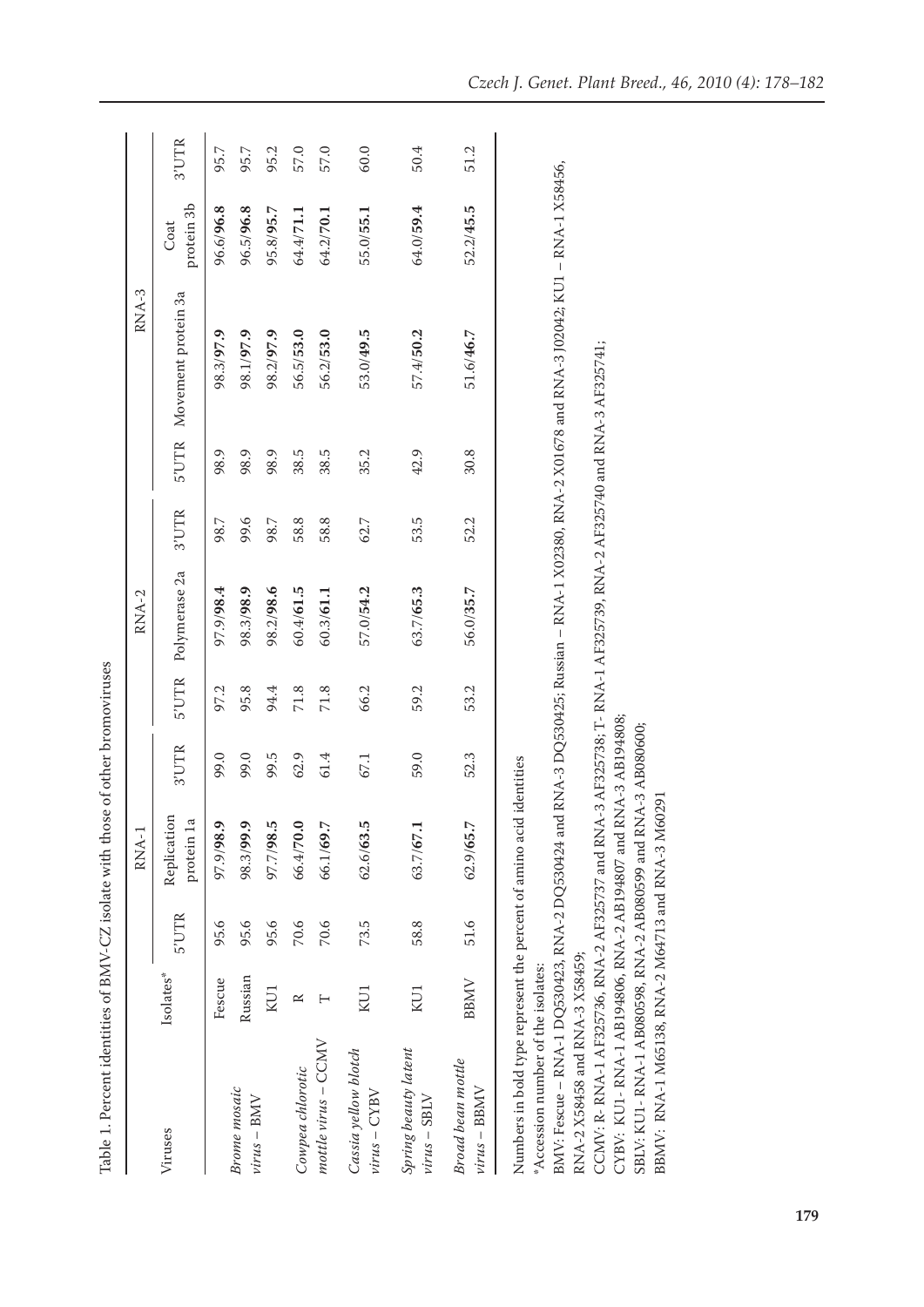Table 1. Percent identities of BMV-CZ isolate with those of other bromoviruses

| Viruses | Isolates* | RNA-1 | | | RNA-2 | | | RNA-3 | | | |
|---|---|---|---|---|---|---|---|---|---|---|---|
| | | 5'UTR | Replication protein 1a | 3'UTR | 5'UTR | Polymerase 2a | 3'UTR | 5'UTR | Movement protein 3a | Coat protein 3b | 3'UTR |
| *Brome mosaic virus* – BMV | Fescue | 95.6 | 97.9/**98.9** | 99.0 | 97.2 | 97.9/**98.4** | 98.7 | 98.9 | 98.3/**97.9** | 96.6/**96.8** | 95.7 |
| | Russian | 95.6 | 98.3/**99.9** | 99.0 | 95.8 | 98.3/**98.9** | 99.6 | 98.9 | 98.1/**97.9** | 96.5/**96.8** | 95.7 |
| | KU1 | 95.6 | 97.7/**98.5** | 99.5 | 94.4 | 98.2/**98.6** | 98.7 | 98.9 | 98.2/**97.9** | 95.8/**95.7** | 95.2 |
| *Cowpea chlorotic mottle virus* – CCMV | R | 70.6 | 66.4/**70.0** | 62.9 | 71.8 | 60.4/**61.5** | 58.8 | 38.5 | 56.5/**53.0** | 64.4/**71.1** | 57.0 |
| | T | 70.6 | 66.1/**69.7** | 61.4 | 71.8 | 60.3/**61.1** | 58.8 | 38.5 | 56.2/**53.0** | 64.2/**70.1** | 57.0 |
| *Cassia yellow blotch virus* – CYBV | KU1 | 73.5 | 62.6/**63.5** | 67.1 | 66.2 | 57.0/**54.2** | 62.7 | 35.2 | 53.0/**49.5** | 55.0/**55.1** | 60.0 |
| *Spring beauty latent virus* – SBLV | KU1 | 58.8 | 63.7/**67.1** | 59.0 | 59.2 | 63.7/**65.3** | 53.5 | 42.9 | 57.4/**50.2** | 64.0/**59.4** | 50.4 |
| *Broad bean mottle virus* – BBMV | BBMV | 51.6 | 62.9/**65.7** | 52.3 | 53.2 | 56.0/**35.7** | 52.2 | 30.8 | 51.6/**46.7** | 52.2/**45.5** | 51.2 |

Numbers in bold type represent the percent of amino acid identities

*Accession number of the isolates:

BMV: Fescue – RNA-1 DQ530423, RNA-2 DQ530424 and RNA-3 DQ530425; Russian – RNA-1 X02380, RNA-2 X01678 and RNA-3 J02042; KU1 – RNA-1 X58456, RNA-2 X58458 and RNA-3 X58459;

CCMV: R- RNA-1 AF325736, RNA-2 AF325737 and RNA-3 AF325738; T- RNA-1 AF325739, RNA-2 AF325740 and RNA-3 AF325741;

CYBV: KU1- RNA-1 AB194806, RNA-2 AB194807 and RNA-3 AB194808;

SBLV: KU1- RNA-1 AB080598, RNA-2 AB080599 and RNA-3 AB080600;

BBMV: RNA-1 M65138, RNA-2 M64713 and RNA-3 M60291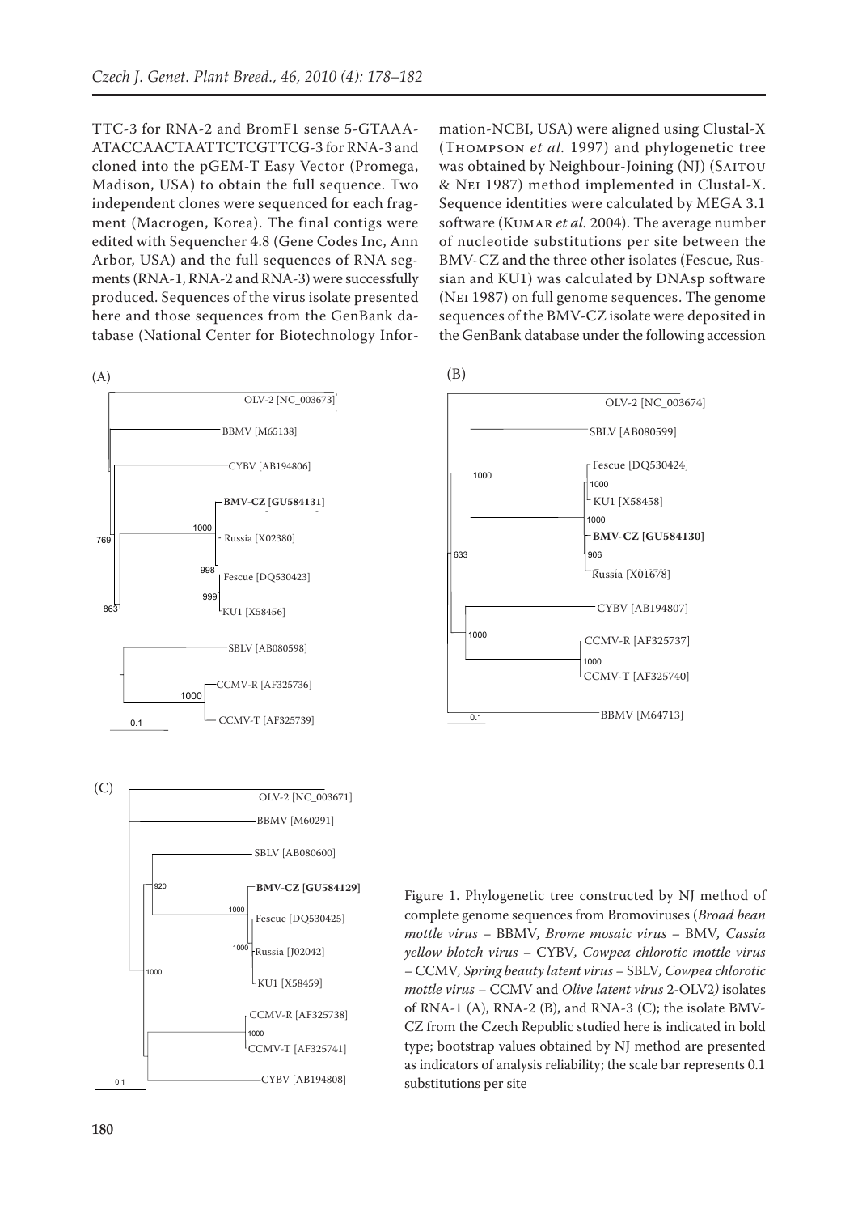TTC-3 for RNA-2 and BromF1 sense 5-GTAAAATACCAACTAATTCTCGTTCG-3 for RNA-3 and cloned into the pGEM-T Easy Vector (Promega, Madison, USA) to obtain the full sequence. Two independent clones were sequenced for each fragment (Macrogen, Korea). The final contigs were edited with Sequencher 4.8 (Gene Codes Inc, Ann Arbor, USA) and the full sequences of RNA segments (RNA-1, RNA-2 and RNA-3) were successfully produced. Sequences of the virus isolate presented here and those sequences from the GenBank database (National Center for Biotechnology Information-NCBI, USA) were aligned using Clustal-X (Thompson *et al.* 1997) and phylogenetic tree was obtained by Neighbour-Joining (NJ) (Saitou & Nei 1987) method implemented in Clustal-X. Sequence identities were calculated by MEGA 3.1 software (Kumar *et al.* 2004). The average number of nucleotide substitutions per site between the BMV-CZ and the three other isolates (Fescue, Russian and KU1) was calculated by DNAsp software (Nei 1987) on full genome sequences. The genome sequences of the BMV-CZ isolate were deposited in the GenBank database under the following accession

Figure 1. Phylogenetic tree constructed by NJ method of complete genome sequences from Bromoviruses (*Broad bean mottle virus* – BBMV, *Brome mosaic virus* – BMV, *Cassia yellow blotch virus* – CYBV, *Cowpea chlorotic mottle virus* – CCMV, *Spring beauty latent virus* – SBLV, *Cowpea chlorotic mottle virus* – CCMV and *Olive latent virus* 2-OLV2*)* isolates of RNA-1 (A), RNA-2 (B), and RNA-3 (C); the isolate BMV-CZ from the Czech Republic studied here is indicated in bold type; bootstrap values obtained by NJ method are presented as indicators of analysis reliability; the scale bar represents 0.1 substitutions per site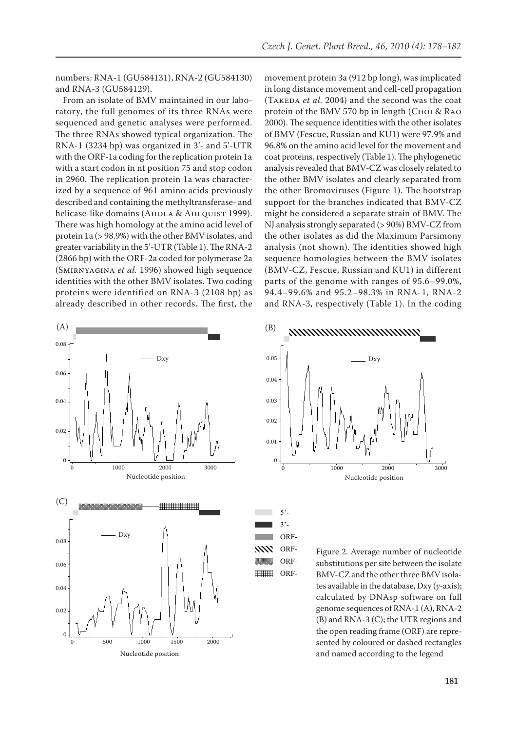numbers: RNA-1 (GU584131), RNA-2 (GU584130) and RNA-3 (GU584129).

From an isolate of BMV maintained in our laboratory, the full genomes of its three RNAs were sequenced and genetic analyses were performed. The three RNAs showed typical organization. The RNA-1 (3234 bp) was organized in 3'- and 5'-UTR with the ORF-1a coding for the replication protein 1a with a start codon in nt position 75 and stop codon in 2960. The replication protein 1a was characterized by a sequence of 961 amino acids previously described and containing the methyltransferase- and helicase-like domains (Ahola & Ahlquist 1999). There was high homology at the amino acid level of protein 1a (> 98.9%) with the other BMV isolates, and greater variability in the 5'-UTR (Table 1). The RNA-2 (2866 bp) with the ORF-2a coded for polymerase 2a (Smirnyagina *et al.* 1996) showed high sequence identities with the other BMV isolates. Two coding proteins were identified on RNA-3 (2108 bp) as already described in other records. The first, the movement protein 3a (912 bp long), was implicated in long distance movement and cell-cell propagation (Takeda *et al.* 2004) and the second was the coat protein of the BMV 570 bp in length (Choi & Rao 2000). The sequence identities with the other isolates of BMV (Fescue, Russian and KU1) were 97.9% and 96.8% on the amino acid level for the movement and coat proteins, respectively (Table 1). The phylogenetic analysis revealed that BMV-CZ was closely related to the other BMV isolates and clearly separated from the other Bromoviruses (Figure 1). The bootstrap support for the branches indicated that BMV-CZ might be considered a separate strain of BMV. The NJ analysis strongly separated (> 90%) BMV-CZ from the other isolates as did the Maximum Parsimony analysis (not shown). The identities showed high sequence homologies between the BMV isolates (BMV-CZ, Fescue, Russian and KU1) in different parts of the genome with ranges of 95.6–99.0%, 94.4–99.6% and 95.2–98.3% in RNA-1, RNA-2 and RNA-3, respectively (Table 1). In the coding

Figure 2. Average number of nucleotide substitutions per site between the isolate BMV-CZ and the other three BMV isolates available in the database, Dxy (*y*-axis); calculated by DNAsp software on full genome sequences of RNA-1 (A), RNA-2 (B) and RNA-3 (C); the UTR regions and the open reading frame (ORF) are represented by coloured or dashed rectangles and named according to the legend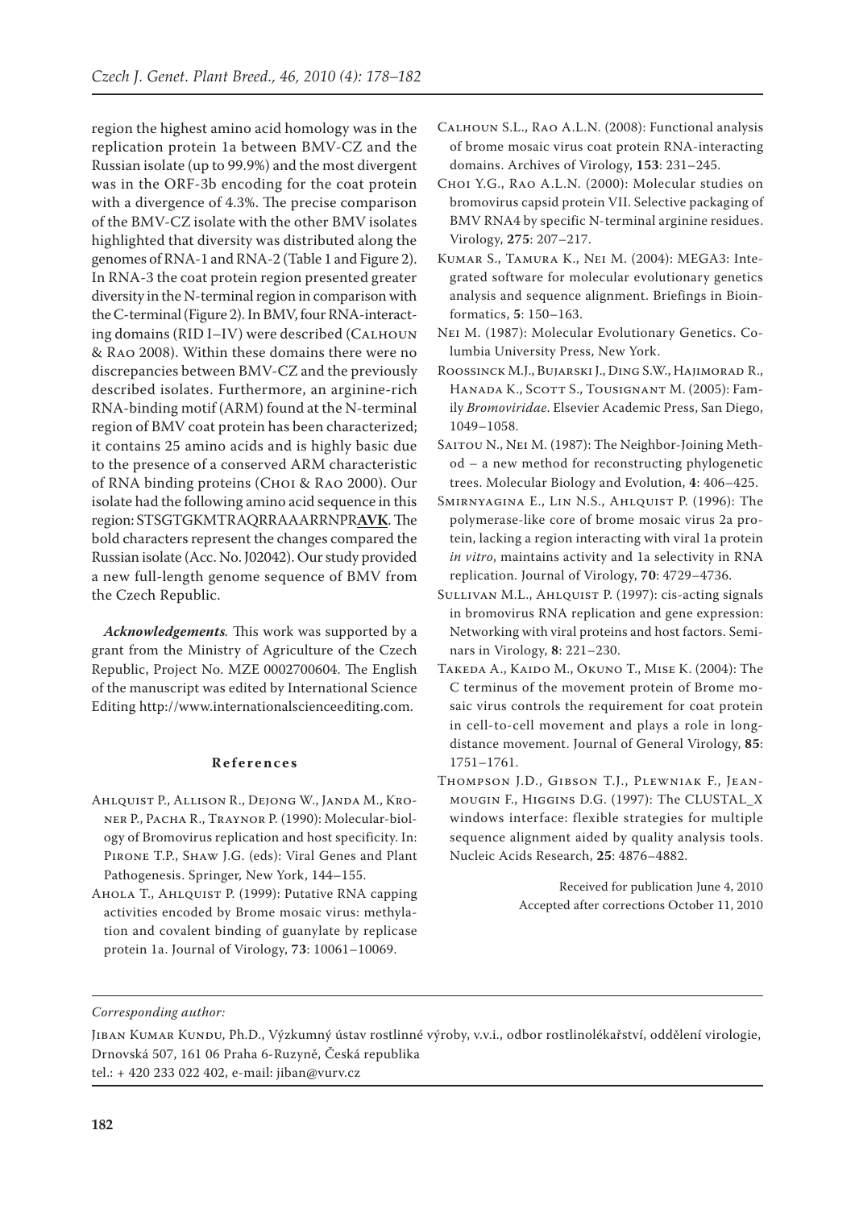region the highest amino acid homology was in the replication protein 1a between BMV-CZ and the Russian isolate (up to 99.9%) and the most divergent was in the ORF-3b encoding for the coat protein with a divergence of 4.3%. The precise comparison of the BMV-CZ isolate with the other BMV isolates highlighted that diversity was distributed along the genomes of RNA-1 and RNA-2 (Table 1 and Figure 2). In RNA-3 the coat protein region presented greater diversity in the N-terminal region in comparison with the C-terminal (Figure 2). In BMV, four RNA-interacting domains (RID I–IV) were described (Calhoun & Rao 2008). Within these domains there were no discrepancies between BMV-CZ and the previously described isolates. Furthermore, an arginine-rich RNA-binding motif (ARM) found at the N-terminal region of BMV coat protein has been characterized; it contains 25 amino acids and is highly basic due to the presence of a conserved ARM characteristic of RNA binding proteins (Choi & Rao 2000). Our isolate had the following amino acid sequence in this region: STSGTGKMTRAQRRAAARRNPR**AVK**. The bold characters represent the changes compared the Russian isolate (Acc. No. J02042). Our study provided a new full-length genome sequence of BMV from the Czech Republic.

***Acknowledgements***. This work was supported by a grant from the Ministry of Agriculture of the Czech Republic, Project No. MZE 0002700604. The English of the manuscript was edited by International Science Editing http://www.internationalscienceediting.com.

## References

Ahlquist P., Allison R., Dejong W., Janda M., Kroner P., Pacha R., Traynor P. (1990): Molecular-biology of Bromovirus replication and host specificity. In: Pirone T.P., Shaw J.G. (eds): Viral Genes and Plant Pathogenesis. Springer, New York, 144–155.

Ahola T., Ahlquist P. (1999): Putative RNA capping activities encoded by Brome mosaic virus: methylation and covalent binding of guanylate by replicase protein 1a. Journal of Virology, **73**: 10061–10069.

Calhoun S.L., Rao A.L.N. (2008): Functional analysis of brome mosaic virus coat protein RNA-interacting domains. Archives of Virology, **153**: 231–245.

Choi Y.G., Rao A.L.N. (2000): Molecular studies on bromovirus capsid protein VII. Selective packaging of BMV RNA4 by specific N-terminal arginine residues. Virology, **275**: 207–217.

Kumar S., Tamura K., Nei M. (2004): MEGA3: Integrated software for molecular evolutionary genetics analysis and sequence alignment. Briefings in Bioinformatics, **5**: 150–163.

Nei M. (1987): Molecular Evolutionary Genetics. Columbia University Press, New York.

Roossinck M.J., Bujarski J., Ding S.W., Hajimorad R., Hanada K., Scott S., Tousignant M. (2005): Family *Bromoviridae*. Elsevier Academic Press, San Diego, 1049–1058.

Saitou N., Nei M. (1987): The Neighbor-Joining Method – a new method for reconstructing phylogenetic trees. Molecular Biology and Evolution, **4**: 406–425.

Smirnyagina E., Lin N.S., Ahlquist P. (1996): The polymerase-like core of brome mosaic virus 2a protein, lacking a region interacting with viral 1a protein *in vitro*, maintains activity and 1a selectivity in RNA replication. Journal of Virology, **70**: 4729–4736.

Sullivan M.L., Ahlquist P. (1997): cis-acting signals in bromovirus RNA replication and gene expression: Networking with viral proteins and host factors. Seminars in Virology, **8**: 221–230.

Takeda A., Kaido M., Okuno T., Mise K. (2004): The C terminus of the movement protein of Brome mosaic virus controls the requirement for coat protein in cell-to-cell movement and plays a role in long-distance movement. Journal of General Virology, **85**: 1751–1761.

Thompson J.D., Gibson T.J., Plewniak F., Jeanmougin F., Higgins D.G. (1997): The CLUSTAL_X windows interface: flexible strategies for multiple sequence alignment aided by quality analysis tools. Nucleic Acids Research, **25**: 4876–4882.

Received for publication June 4, 2010
Accepted after corrections October 11, 2010

*Corresponding author:*

Jiban Kumar Kundu, Ph.D., Výzkumný ústav rostlinné výroby, v.v.i., odbor rostlinolékařství, oddělení virologie, Drnovská 507, 161 06 Praha 6-Ruzyně, Česká republika
tel.: + 420 233 022 402, e-mail: jiban@vurv.cz